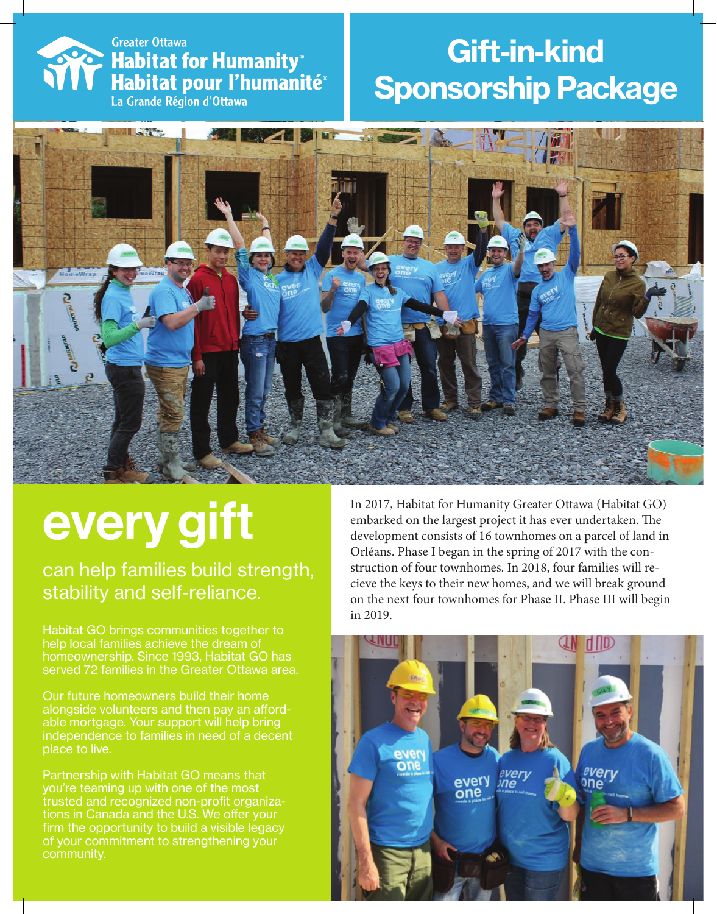Greater Ottawa
Habitat for Humanity®
Habitat pour l'humanité®
La Grande Région d'Ottawa

# Gift-in-kind Sponsorship Package

## every gift

### can help families build strength, stability and self-reliance.

Habitat GO brings communities together to help local families achieve the dream of homeownership. Since 1993, Habitat GO has served 72 families in the Greater Ottawa area.

Our future homeowners build their home alongside volunteers and then pay an affordable mortgage. Your support will help bring independence to families in need of a decent place to live.

Partnership with Habitat GO means that you're teaming up with one of the most trusted and recognized non-profit organizations in Canada and the U.S. We offer your firm the opportunity to build a visible legacy of your commitment to strengthening your community.

In 2017, Habitat for Humanity Greater Ottawa (Habitat GO) embarked on the largest project it has ever undertaken. The development consists of 16 townhomes on a parcel of land in Orléans. Phase I began in the spring of 2017 with the construction of four townhomes. In 2018, four families will recieve the keys to their new homes, and we will break ground on the next four townhomes for Phase II. Phase III will begin in 2019.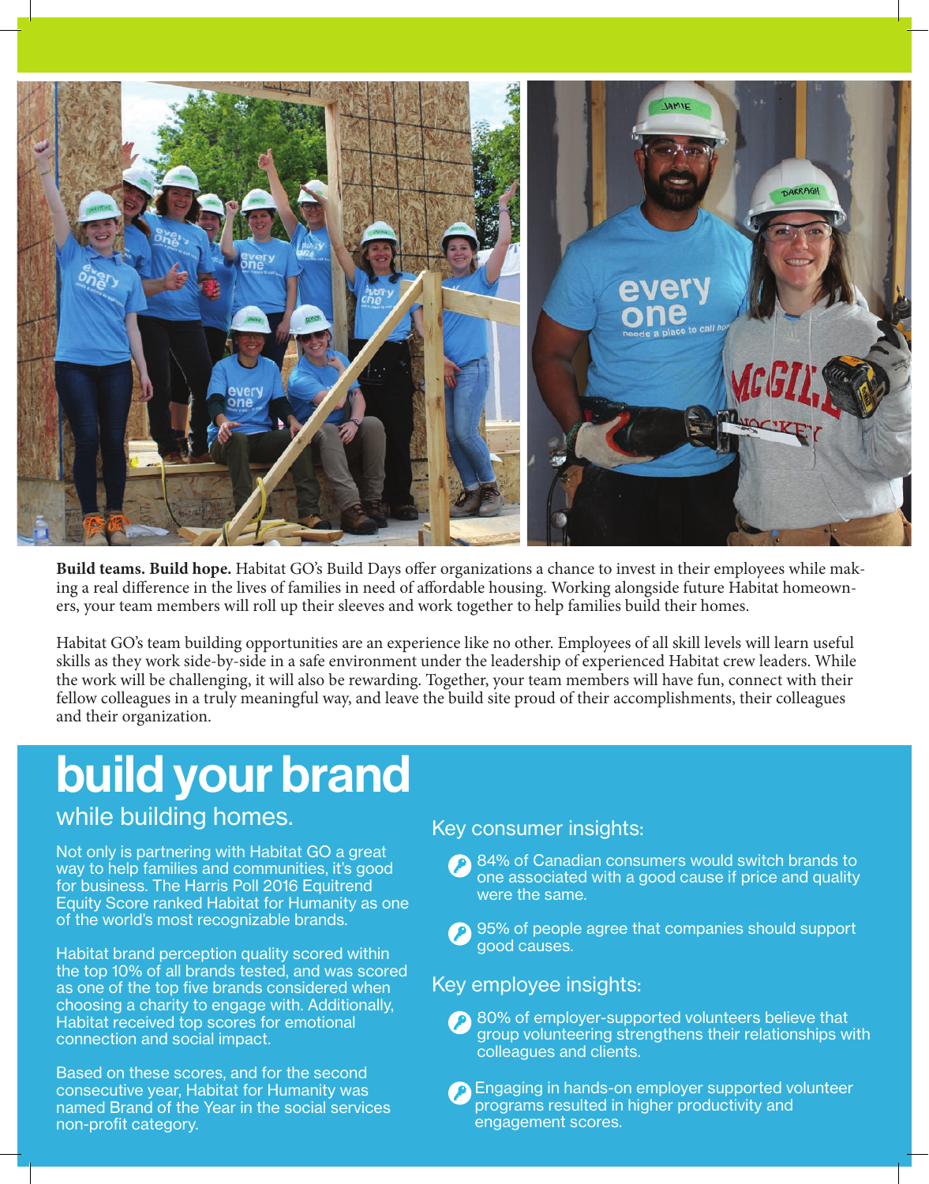**Build teams. Build hope.** Habitat GO's Build Days offer organizations a chance to invest in their employees while making a real difference in the lives of families in need of affordable housing. Working alongside future Habitat homeowners, your team members will roll up their sleeves and work together to help families build their homes.

Habitat GO's team building opportunities are an experience like no other. Employees of all skill levels will learn useful skills as they work side-by-side in a safe environment under the leadership of experienced Habitat crew leaders. While the work will be challenging, it will also be rewarding. Together, your team members will have fun, connect with their fellow colleagues in a truly meaningful way, and leave the build site proud of their accomplishments, their colleagues and their organization.

# build your brand

## while building homes.

Not only is partnering with Habitat GO a great way to help families and communities, it's good for business. The Harris Poll 2016 Equitrend Equity Score ranked Habitat for Humanity as one of the world's most recognizable brands.

Habitat brand perception quality scored within the top 10% of all brands tested, and was scored as one of the top five brands considered when choosing a charity to engage with. Additionally, Habitat received top scores for emotional connection and social impact.

Based on these scores, and for the second consecutive year, Habitat for Humanity was named Brand of the Year in the social services non-profit category.

### Key consumer insights:

- 84% of Canadian consumers would switch brands to one associated with a good cause if price and quality were the same.
- 95% of people agree that companies should support good causes.

### Key employee insights:

- 80% of employer-supported volunteers believe that group volunteering strengthens their relationships with colleagues and clients.
- Engaging in hands-on employer supported volunteer programs resulted in higher productivity and engagement scores.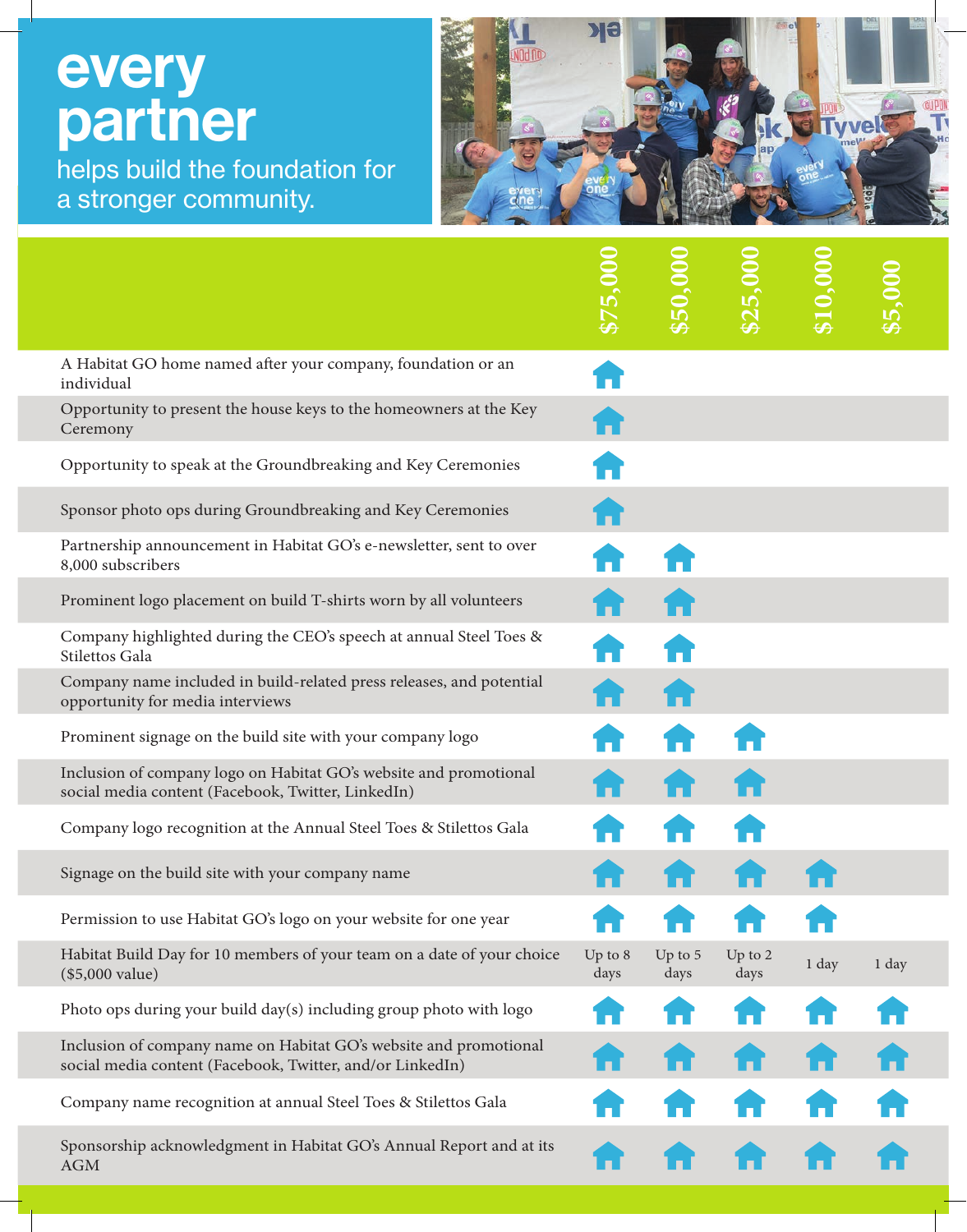# every partner

helps build the foundation for a stronger community.

| | $75,000 | $50,000 | $25,000 | $10,000 | $5,000 |
|---|---|---|---|---|---|
| A Habitat GO home named after your company, foundation or an individual | ✓ | | | | |
| Opportunity to present the house keys to the homeowners at the Key Ceremony | ✓ | | | | |
| Opportunity to speak at the Groundbreaking and Key Ceremonies | ✓ | | | | |
| Sponsor photo ops during Groundbreaking and Key Ceremonies | ✓ | | | | |
| Partnership announcement in Habitat GO's e-newsletter, sent to over 8,000 subscribers | ✓ | ✓ | | | |
| Prominent logo placement on build T-shirts worn by all volunteers | ✓ | ✓ | | | |
| Company highlighted during the CEO's speech at annual Steel Toes & Stilettos Gala | ✓ | ✓ | | | |
| Company name included in build-related press releases, and potential opportunity for media interviews | ✓ | ✓ | | | |
| Prominent signage on the build site with your company logo | ✓ | ✓ | ✓ | | |
| Inclusion of company logo on Habitat GO's website and promotional social media content (Facebook, Twitter, LinkedIn) | ✓ | ✓ | ✓ | | |
| Company logo recognition at the Annual Steel Toes & Stilettos Gala | ✓ | ✓ | ✓ | | |
| Signage on the build site with your company name | ✓ | ✓ | ✓ | ✓ | |
| Permission to use Habitat GO's logo on your website for one year | ✓ | ✓ | ✓ | ✓ | |
| Habitat Build Day for 10 members of your team on a date of your choice ($5,000 value) | Up to 8 days | Up to 5 days | Up to 2 days | 1 day | 1 day |
| Photo ops during your build day(s) including group photo with logo | ✓ | ✓ | ✓ | ✓ | ✓ |
| Inclusion of company name on Habitat GO's website and promotional social media content (Facebook, Twitter, and/or LinkedIn) | ✓ | ✓ | ✓ | ✓ | ✓ |
| Company name recognition at annual Steel Toes & Stilettos Gala | ✓ | ✓ | ✓ | ✓ | ✓ |
| Sponsorship acknowledgment in Habitat GO's Annual Report and at its AGM | ✓ | ✓ | ✓ | ✓ | ✓ |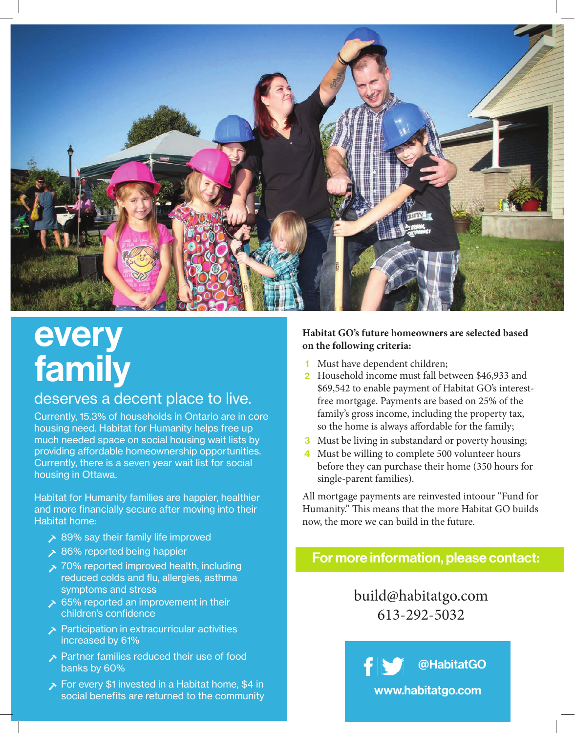# every family

## deserves a decent place to live.

Currently, 15.3% of households in Ontario are in core housing need. Habitat for Humanity helps free up much needed space on social housing wait lists by providing affordable homeownership opportunities. Currently, there is a seven year wait list for social housing in Ottawa.

Habitat for Humanity families are happier, healthier and more financially secure after moving into their Habitat home:

- 89% say their family life improved
- 86% reported being happier
- 70% reported improved health, including reduced colds and flu, allergies, asthma symptoms and stress
- 65% reported an improvement in their children's confidence
- Participation in extracurricular activities increased by 61%
- Partner families reduced their use of food banks by 60%
- For every $1 invested in a Habitat home, $4 in social benefits are returned to the community

**Habitat GO's future homeowners are selected based on the following criteria:**

1. Must have dependent children;
2. Household income must fall between $46,933 and $69,542 to enable payment of Habitat GO's interest-free mortgage. Payments are based on 25% of the family's gross income, including the property tax, so the home is always affordable for the family;
3. Must be living in substandard or poverty housing;
4. Must be willing to complete 500 volunteer hours before they can purchase their home (350 hours for single-parent families).

All mortgage payments are reinvested intoour "Fund for Humanity." This means that the more Habitat GO builds now, the more we can build in the future.

## For more information, please contact:

build@habitatgo.com
613-292-5032

@HabitatGO
www.habitatgo.com